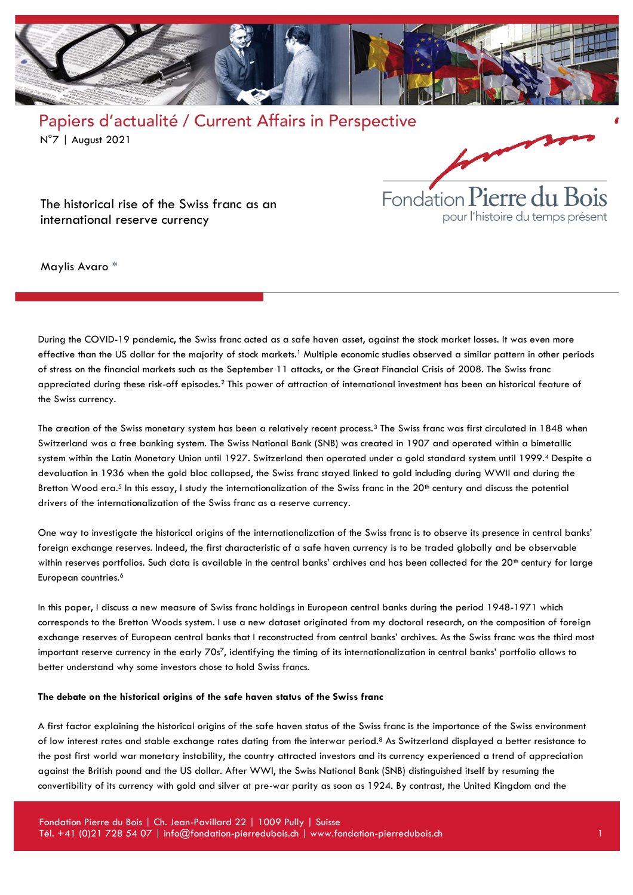Papiers d'actualité / Current Affairs in Perspective

N°7 | August 2021

Fondation Pierre du Bois
pour l'histoire du temps présent

# The historical rise of the Swiss franc as an international reserve currency

Maylis Avaro *

During the COVID-19 pandemic, the Swiss franc acted as a safe haven asset, against the stock market losses. It was even more effective than the US dollar for the majority of stock markets.[1] Multiple economic studies observed a similar pattern in other periods of stress on the financial markets such as the September 11 attacks, or the Great Financial Crisis of 2008. The Swiss franc appreciated during these risk-off episodes.[2] This power of attraction of international investment has been an historical feature of the Swiss currency.

The creation of the Swiss monetary system has been a relatively recent process.[3] The Swiss franc was first circulated in 1848 when Switzerland was a free banking system. The Swiss National Bank (SNB) was created in 1907 and operated within a bimetallic system within the Latin Monetary Union until 1927. Switzerland then operated under a gold standard system until 1999.[4] Despite a devaluation in 1936 when the gold bloc collapsed, the Swiss franc stayed linked to gold including during WWII and during the Bretton Wood era.[5] In this essay, I study the internationalization of the Swiss franc in the 20th century and discuss the potential drivers of the internationalization of the Swiss franc as a reserve currency.

One way to investigate the historical origins of the internationalization of the Swiss franc is to observe its presence in central banks' foreign exchange reserves. Indeed, the first characteristic of a safe haven currency is to be traded globally and be observable within reserves portfolios. Such data is available in the central banks' archives and has been collected for the 20th century for large European countries.[6]

In this paper, I discuss a new measure of Swiss franc holdings in European central banks during the period 1948-1971 which corresponds to the Bretton Woods system. I use a new dataset originated from my doctoral research, on the composition of foreign exchange reserves of European central banks that I reconstructed from central banks' archives. As the Swiss franc was the third most important reserve currency in the early 70s[7], identifying the timing of its internationalization in central banks' portfolio allows to better understand why some investors chose to hold Swiss francs.

**The debate on the historical origins of the safe haven status of the Swiss franc**

A first factor explaining the historical origins of the safe haven status of the Swiss franc is the importance of the Swiss environment of low interest rates and stable exchange rates dating from the interwar period.[8] As Switzerland displayed a better resistance to the post first world war monetary instability, the country attracted investors and its currency experienced a trend of appreciation against the British pound and the US dollar. After WWI, the Swiss National Bank (SNB) distinguished itself by resuming the convertibility of its currency with gold and silver at pre-war parity as soon as 1924. By contrast, the United Kingdom and the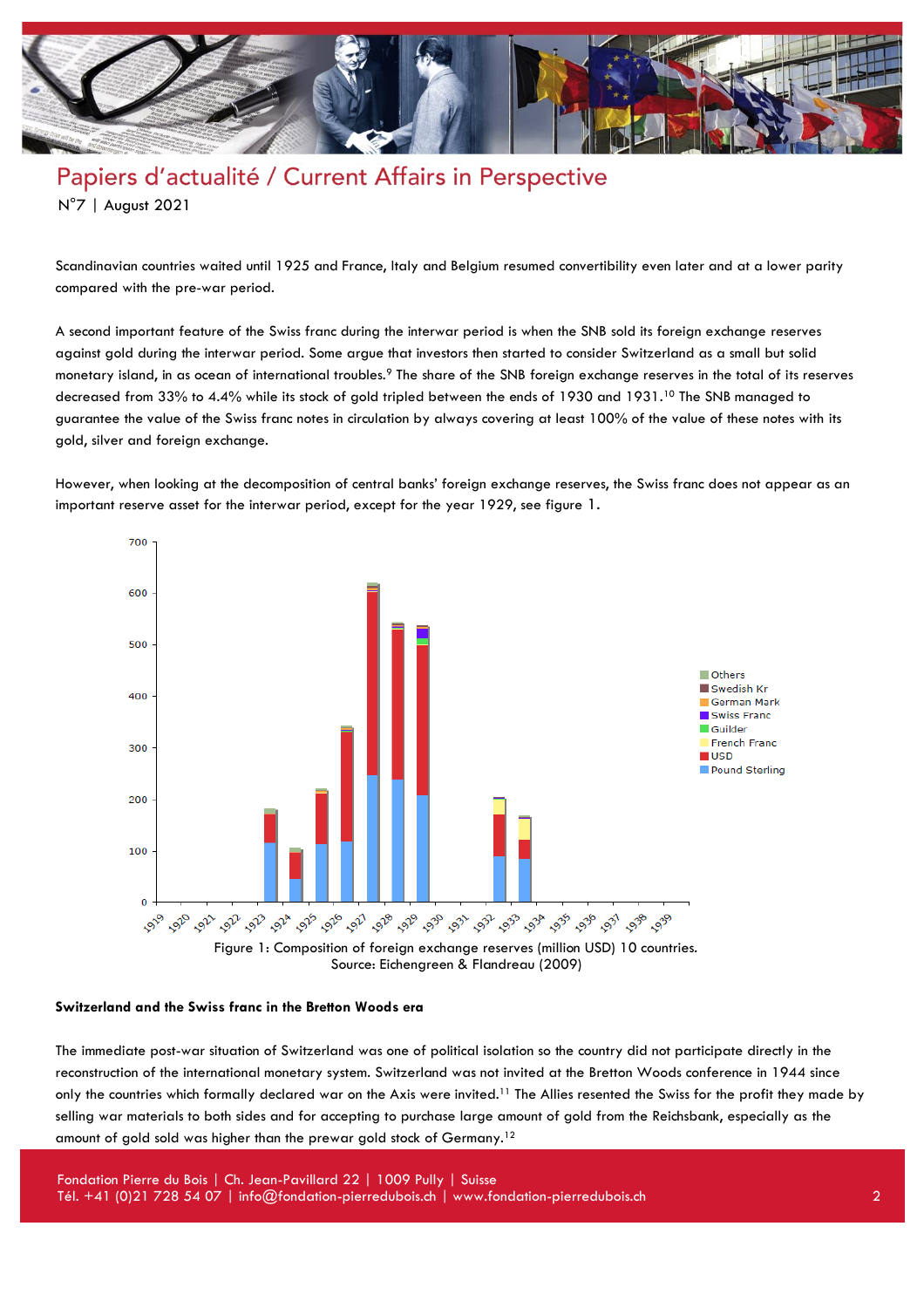Scandinavian countries waited until 1925 and France, Italy and Belgium resumed convertibility even later and at a lower parity compared with the pre-war period.

A second important feature of the Swiss franc during the interwar period is when the SNB sold its foreign exchange reserves against gold during the interwar period. Some argue that investors then started to consider Switzerland as a small but solid monetary island, in as ocean of international troubles.[9] The share of the SNB foreign exchange reserves in the total of its reserves decreased from 33% to 4.4% while its stock of gold tripled between the ends of 1930 and 1931.[10] The SNB managed to guarantee the value of the Swiss franc notes in circulation by always covering at least 100% of the value of these notes with its gold, silver and foreign exchange.

However, when looking at the decomposition of central banks' foreign exchange reserves, the Swiss franc does not appear as an important reserve asset for the interwar period, except for the year 1929, see figure 1.

Figure 1: Composition of foreign exchange reserves (million USD) 10 countries.
Source: Eichengreen & Flandreau (2009)

**Switzerland and the Swiss franc in the Bretton Woods era**

The immediate post-war situation of Switzerland was one of political isolation so the country did not participate directly in the reconstruction of the international monetary system. Switzerland was not invited at the Bretton Woods conference in 1944 since only the countries which formally declared war on the Axis were invited.[11] The Allies resented the Swiss for the profit they made by selling war materials to both sides and for accepting to purchase large amount of gold from the Reichsbank, especially as the amount of gold sold was higher than the prewar gold stock of Germany.[12]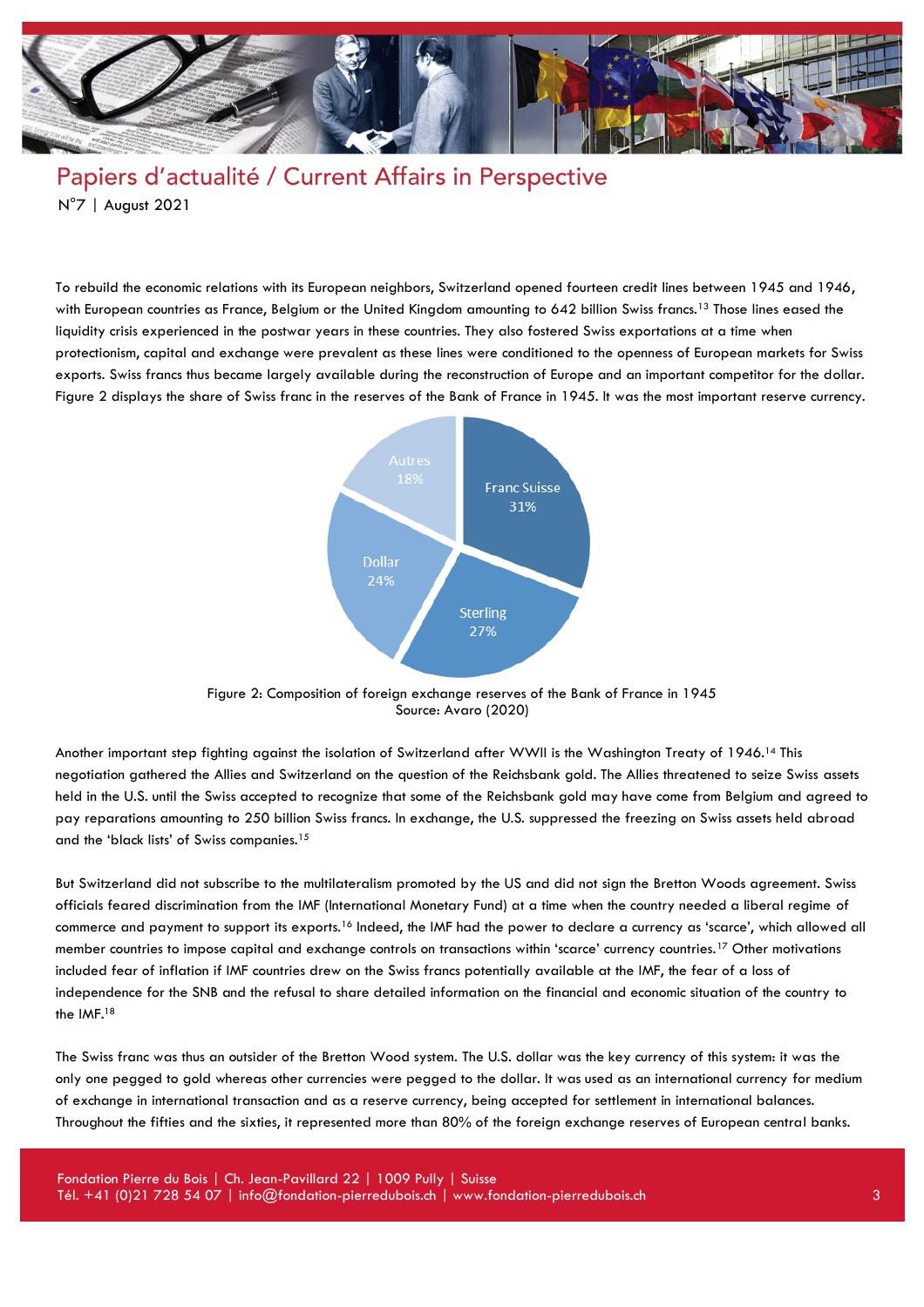To rebuild the economic relations with its European neighbors, Switzerland opened fourteen credit lines between 1945 and 1946, with European countries as France, Belgium or the United Kingdom amounting to 642 billion Swiss francs.[13] Those lines eased the liquidity crisis experienced in the postwar years in these countries. They also fostered Swiss exportations at a time when protectionism, capital and exchange were prevalent as these lines were conditioned to the openness of European markets for Swiss exports. Swiss francs thus became largely available during the reconstruction of Europe and an important competitor for the dollar. Figure 2 displays the share of Swiss franc in the reserves of the Bank of France in 1945. It was the most important reserve currency.

| Currency | Share |
| --- | --- |
| Franc Suisse | 31% |
| Sterling | 27% |
| Dollar | 24% |
| Autres | 18% |

Figure 2: Composition of foreign exchange reserves of the Bank of France in 1945
Source: Avaro (2020)

Another important step fighting against the isolation of Switzerland after WWII is the Washington Treaty of 1946.[14] This negotiation gathered the Allies and Switzerland on the question of the Reichsbank gold. The Allies threatened to seize Swiss assets held in the U.S. until the Swiss accepted to recognize that some of the Reichsbank gold may have come from Belgium and agreed to pay reparations amounting to 250 billion Swiss francs. In exchange, the U.S. suppressed the freezing on Swiss assets held abroad and the 'black lists' of Swiss companies.[15]

But Switzerland did not subscribe to the multilateralism promoted by the US and did not sign the Bretton Woods agreement. Swiss officials feared discrimination from the IMF (International Monetary Fund) at a time when the country needed a liberal regime of commerce and payment to support its exports.[16] Indeed, the IMF had the power to declare a currency as 'scarce', which allowed all member countries to impose capital and exchange controls on transactions within 'scarce' currency countries.[17] Other motivations included fear of inflation if IMF countries drew on the Swiss francs potentially available at the IMF, the fear of a loss of independence for the SNB and the refusal to share detailed information on the financial and economic situation of the country to the IMF.[18]

The Swiss franc was thus an outsider of the Bretton Wood system. The U.S. dollar was the key currency of this system: it was the only one pegged to gold whereas other currencies were pegged to the dollar. It was used as an international currency for medium of exchange in international transaction and as a reserve currency, being accepted for settlement in international balances. Throughout the fifties and the sixties, it represented more than 80% of the foreign exchange reserves of European central banks.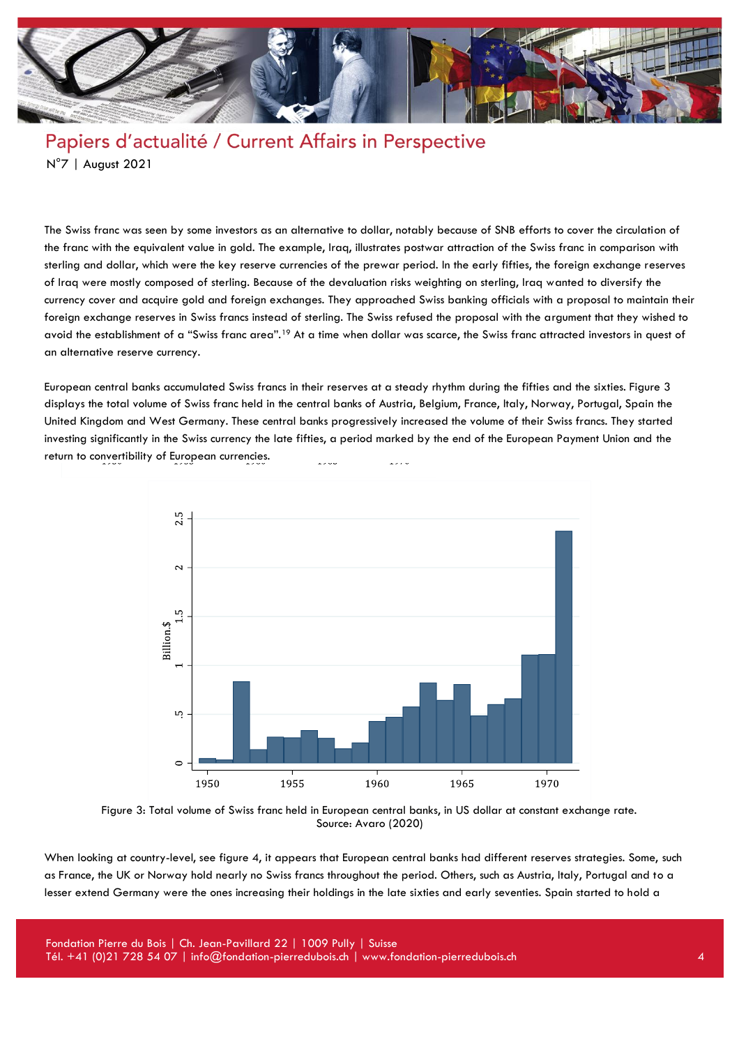The Swiss franc was seen by some investors as an alternative to dollar, notably because of SNB efforts to cover the circulation of the franc with the equivalent value in gold. The example, Iraq, illustrates postwar attraction of the Swiss franc in comparison with sterling and dollar, which were the key reserve currencies of the prewar period. In the early fifties, the foreign exchange reserves of Iraq were mostly composed of sterling. Because of the devaluation risks weighting on sterling, Iraq wanted to diversify the currency cover and acquire gold and foreign exchanges. They approached Swiss banking officials with a proposal to maintain their foreign exchange reserves in Swiss francs instead of sterling. The Swiss refused the proposal with the argument that they wished to avoid the establishment of a "Swiss franc area".[19] At a time when dollar was scarce, the Swiss franc attracted investors in quest of an alternative reserve currency.

European central banks accumulated Swiss francs in their reserves at a steady rhythm during the fifties and the sixties. Figure 3 displays the total volume of Swiss franc held in the central banks of Austria, Belgium, France, Italy, Norway, Portugal, Spain the United Kingdom and West Germany. These central banks progressively increased the volume of their Swiss francs. They started investing significantly in the Swiss currency the late fifties, a period marked by the end of the European Payment Union and the return to convertibility of European currencies.

Figure 3: Total volume of Swiss franc held in European central banks, in US dollar at constant exchange rate.
Source: Avaro (2020)

When looking at country-level, see figure 4, it appears that European central banks had different reserves strategies. Some, such as France, the UK or Norway hold nearly no Swiss francs throughout the period. Others, such as Austria, Italy, Portugal and to a lesser extend Germany were the ones increasing their holdings in the late sixties and early seventies. Spain started to hold a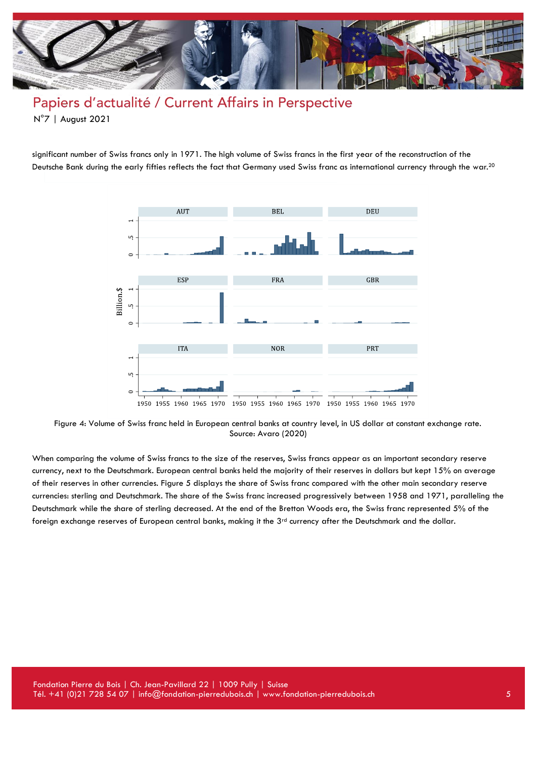significant number of Swiss francs only in 1971. The high volume of Swiss francs in the first year of the reconstruction of the Deutsche Bank during the early fifties reflects the fact that Germany used Swiss franc as international currency through the war.[20]

Figure 4: Volume of Swiss franc held in European central banks at country level, in US dollar at constant exchange rate. Source: Avaro (2020)

When comparing the volume of Swiss francs to the size of the reserves, Swiss francs appear as an important secondary reserve currency, next to the Deutschmark. European central banks held the majority of their reserves in dollars but kept 15% on average of their reserves in other currencies. Figure 5 displays the share of Swiss franc compared with the other main secondary reserve currencies: sterling and Deutschmark. The share of the Swiss franc increased progressively between 1958 and 1971, paralleling the Deutschmark while the share of sterling decreased. At the end of the Bretton Woods era, the Swiss franc represented 5% of the foreign exchange reserves of European central banks, making it the 3rd currency after the Deutschmark and the dollar.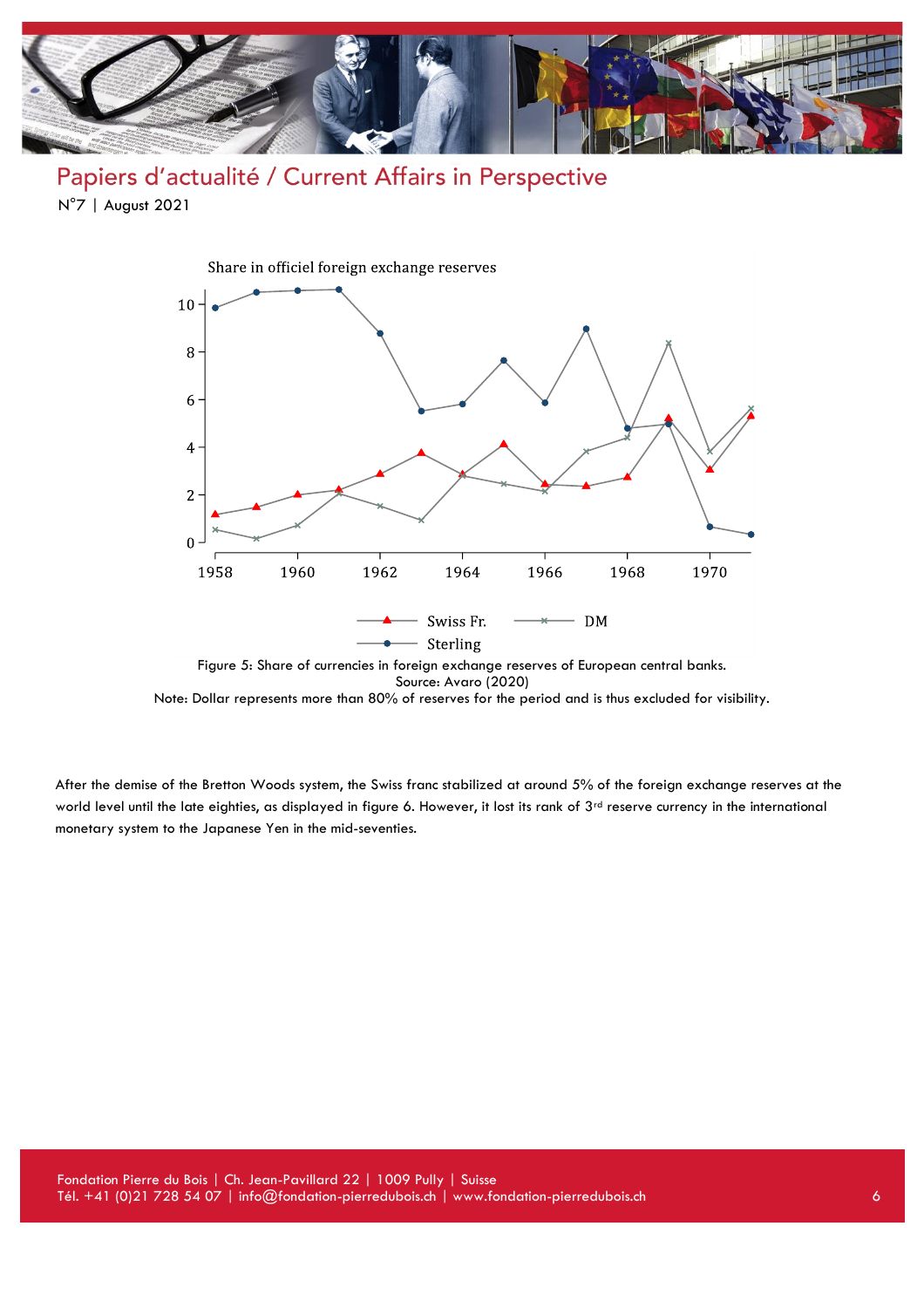Share in officiel foreign exchange reserves

Figure 5: Share of currencies in foreign exchange reserves of European central banks.
Source: Avaro (2020)
Note: Dollar represents more than 80% of reserves for the period and is thus excluded for visibility.

After the demise of the Bretton Woods system, the Swiss franc stabilized at around 5% of the foreign exchange reserves at the world level until the late eighties, as displayed in figure 6. However, it lost its rank of 3rd reserve currency in the international monetary system to the Japanese Yen in the mid-seventies.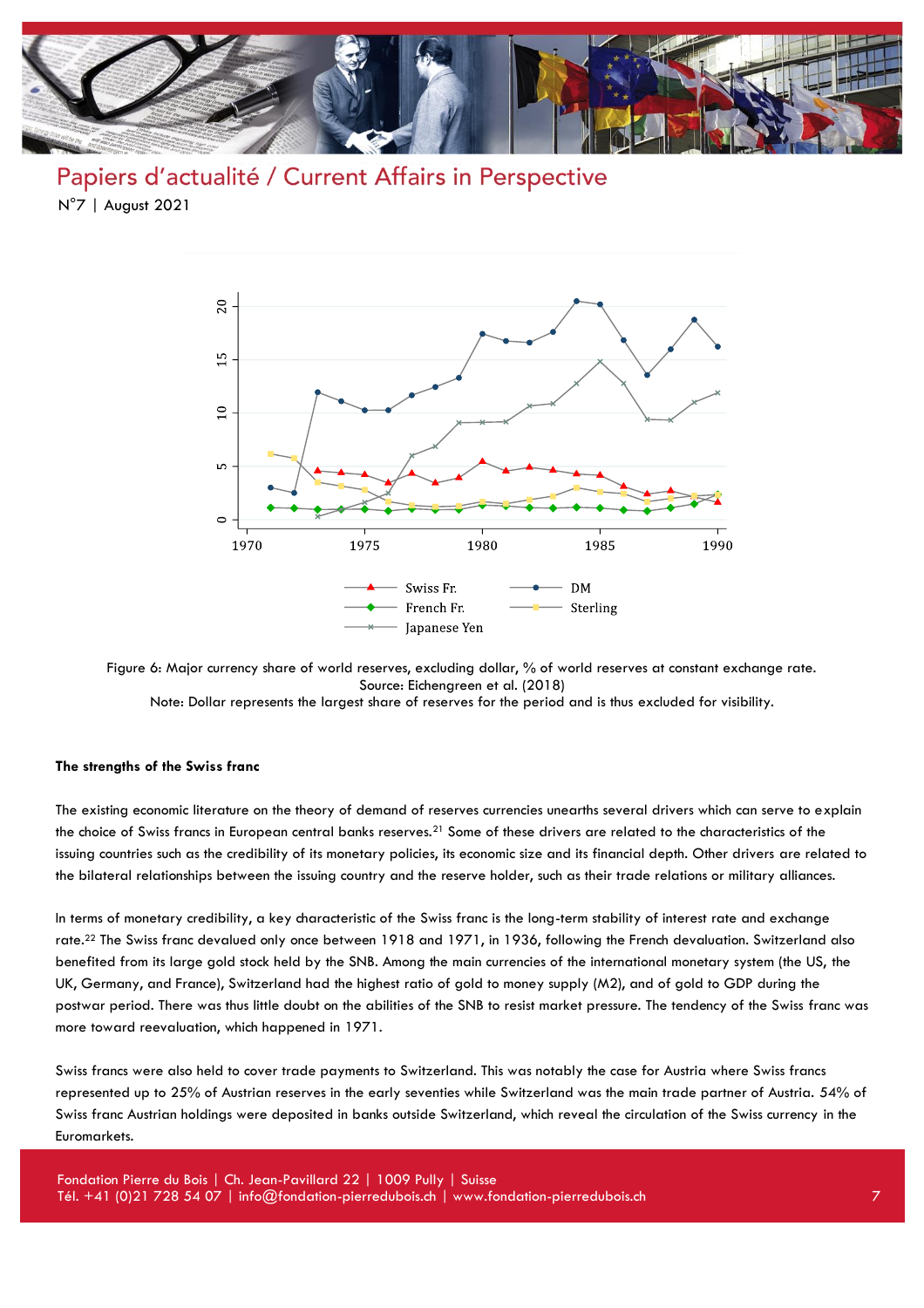Figure 6: Major currency share of world reserves, excluding dollar, % of world reserves at constant exchange rate.
Source: Eichengreen et al. (2018)
Note: Dollar represents the largest share of reserves for the period and is thus excluded for visibility.

**The strengths of the Swiss franc**

The existing economic literature on the theory of demand of reserves currencies unearths several drivers which can serve to explain the choice of Swiss francs in European central banks reserves.[21] Some of these drivers are related to the characteristics of the issuing countries such as the credibility of its monetary policies, its economic size and its financial depth. Other drivers are related to the bilateral relationships between the issuing country and the reserve holder, such as their trade relations or military alliances.

In terms of monetary credibility, a key characteristic of the Swiss franc is the long-term stability of interest rate and exchange rate.[22] The Swiss franc devalued only once between 1918 and 1971, in 1936, following the French devaluation. Switzerland also benefited from its large gold stock held by the SNB. Among the main currencies of the international monetary system (the US, the UK, Germany, and France), Switzerland had the highest ratio of gold to money supply (M2), and of gold to GDP during the postwar period. There was thus little doubt on the abilities of the SNB to resist market pressure. The tendency of the Swiss franc was more toward reevaluation, which happened in 1971.

Swiss francs were also held to cover trade payments to Switzerland. This was notably the case for Austria where Swiss francs represented up to 25% of Austrian reserves in the early seventies while Switzerland was the main trade partner of Austria. 54% of Swiss franc Austrian holdings were deposited in banks outside Switzerland, which reveal the circulation of the Swiss currency in the Euromarkets.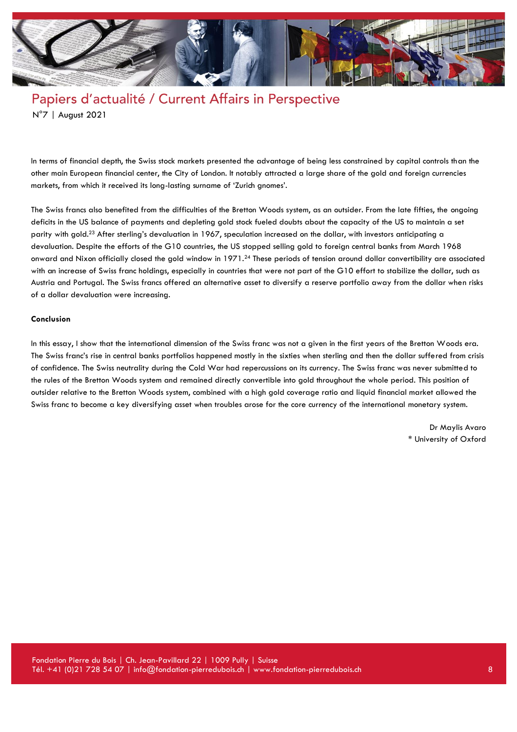In terms of financial depth, the Swiss stock markets presented the advantage of being less constrained by capital controls than the other main European financial center, the City of London. It notably attracted a large share of the gold and foreign currencies markets, from which it received its long-lasting surname of 'Zurich gnomes'.

The Swiss francs also benefited from the difficulties of the Bretton Woods system, as an outsider. From the late fifties, the ongoing deficits in the US balance of payments and depleting gold stock fueled doubts about the capacity of the US to maintain a set parity with gold.[23] After sterling's devaluation in 1967, speculation increased on the dollar, with investors anticipating a devaluation. Despite the efforts of the G10 countries, the US stopped selling gold to foreign central banks from March 1968 onward and Nixon officially closed the gold window in 1971.[24] These periods of tension around dollar convertibility are associated with an increase of Swiss franc holdings, especially in countries that were not part of the G10 effort to stabilize the dollar, such as Austria and Portugal. The Swiss francs offered an alternative asset to diversify a reserve portfolio away from the dollar when risks of a dollar devaluation were increasing.

**Conclusion**

In this essay, I show that the international dimension of the Swiss franc was not a given in the first years of the Bretton Woods era. The Swiss franc's rise in central banks portfolios happened mostly in the sixties when sterling and then the dollar suffered from crisis of confidence. The Swiss neutrality during the Cold War had repercussions on its currency. The Swiss franc was never submitted to the rules of the Bretton Woods system and remained directly convertible into gold throughout the whole period. This position of outsider relative to the Bretton Woods system, combined with a high gold coverage ratio and liquid financial market allowed the Swiss franc to become a key diversifying asset when troubles arose for the core currency of the international monetary system.

Dr Maylis Avaro
* University of Oxford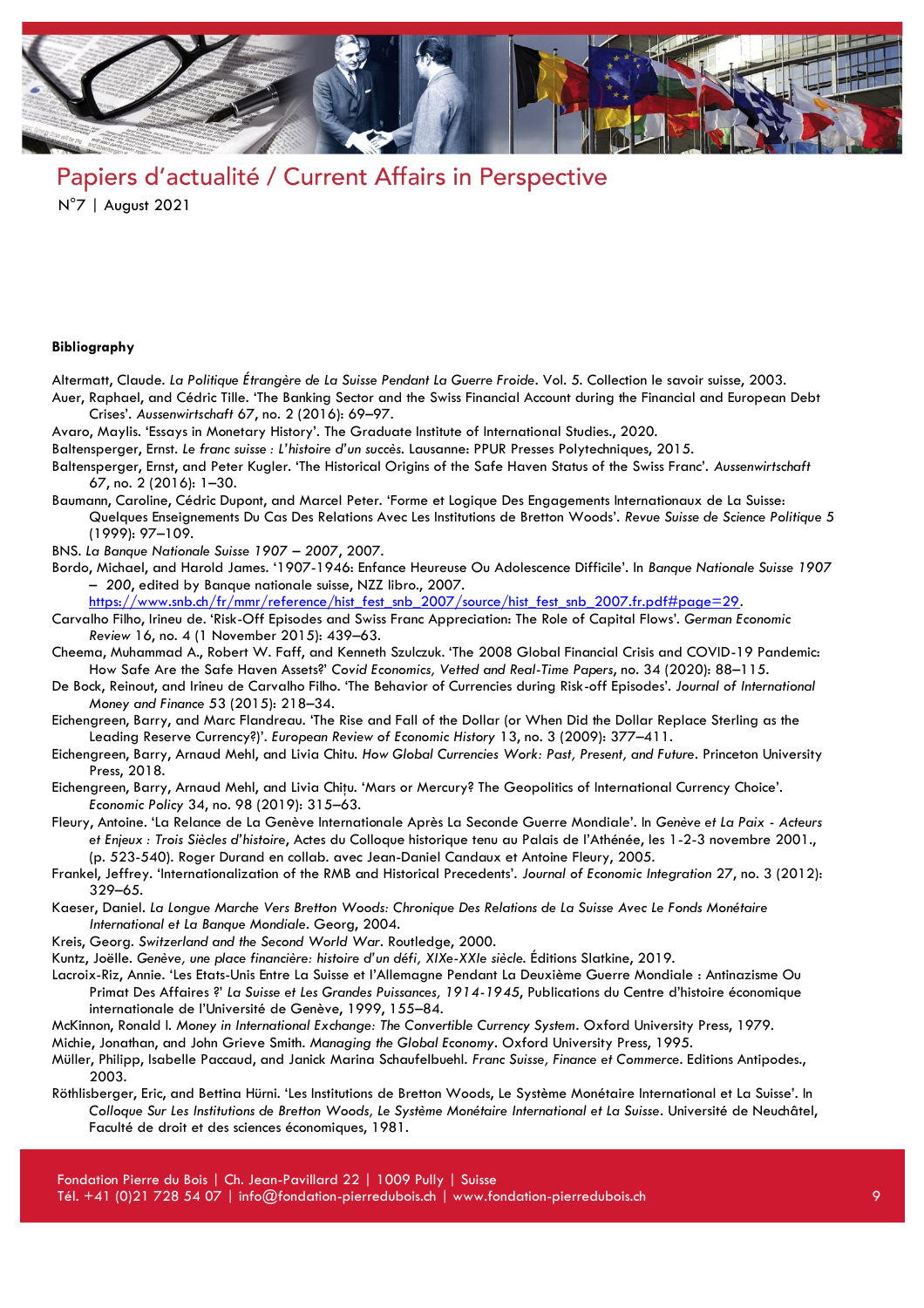#### Bibliography

Altermatt, Claude. *La Politique Étrangère de La Suisse Pendant La Guerre Froide*. Vol. 5. Collection le savoir suisse, 2003.

Auer, Raphael, and Cédric Tille. 'The Banking Sector and the Swiss Financial Account during the Financial and European Debt Crises'. *Aussenwirtschaft* 67, no. 2 (2016): 69–97.

Avaro, Maylis. 'Essays in Monetary History'. The Graduate Institute of International Studies., 2020.

Baltensperger, Ernst. *Le franc suisse : L'histoire d'un succès*. Lausanne: PPUR Presses Polytechniques, 2015.

Baltensperger, Ernst, and Peter Kugler. 'The Historical Origins of the Safe Haven Status of the Swiss Franc'. *Aussenwirtschaft* 67, no. 2 (2016): 1–30.

Baumann, Caroline, Cédric Dupont, and Marcel Peter. 'Forme et Logique Des Engagements Internationaux de La Suisse: Quelques Enseignements Du Cas Des Relations Avec Les Institutions de Bretton Woods'. *Revue Suisse de Science Politique 5* (1999): 97–109.

BNS. *La Banque Nationale Suisse 1907 – 2007*, 2007.

Bordo, Michael, and Harold James. '1907-1946: Enfance Heureuse Ou Adolescence Difficile'. In *Banque Nationale Suisse 1907 – 200*, edited by Banque nationale suisse, NZZ libro., 2007. https://www.snb.ch/fr/mmr/reference/hist_fest_snb_2007/source/hist_fest_snb_2007.fr.pdf#page=29.

Carvalho Filho, Irineu de. 'Risk-Off Episodes and Swiss Franc Appreciation: The Role of Capital Flows'. *German Economic Review* 16, no. 4 (1 November 2015): 439–63.

Cheema, Muhammad A., Robert W. Faff, and Kenneth Szulczuk. 'The 2008 Global Financial Crisis and COVID-19 Pandemic: How Safe Are the Safe Haven Assets?' *Covid Economics, Vetted and Real-Time Papers*, no. 34 (2020): 88–115.

De Bock, Reinout, and Irineu de Carvalho Filho. 'The Behavior of Currencies during Risk-off Episodes'. *Journal of International Money and Finance* 53 (2015): 218–34.

Eichengreen, Barry, and Marc Flandreau. 'The Rise and Fall of the Dollar (or When Did the Dollar Replace Sterling as the Leading Reserve Currency?)'. *European Review of Economic History* 13, no. 3 (2009): 377–411.

Eichengreen, Barry, Arnaud Mehl, and Livia Chitu. *How Global Currencies Work: Past, Present, and Future*. Princeton University Press, 2018.

Eichengreen, Barry, Arnaud Mehl, and Livia Chiţu. 'Mars or Mercury? The Geopolitics of International Currency Choice'. *Economic Policy* 34, no. 98 (2019): 315–63.

Fleury, Antoine. 'La Relance de La Genève Internationale Après La Seconde Guerre Mondiale'. In *Genève et La Paix - Acteurs et Enjeux : Trois Siècles d'histoire*, Actes du Colloque historique tenu au Palais de l'Athénée, les 1-2-3 novembre 2001., (p. 523-540). Roger Durand en collab. avec Jean-Daniel Candaux et Antoine Fleury, 2005.

Frankel, Jeffrey. 'Internationalization of the RMB and Historical Precedents'. *Journal of Economic Integration* 27, no. 3 (2012): 329–65.

Kaeser, Daniel. *La Longue Marche Vers Bretton Woods: Chronique Des Relations de La Suisse Avec Le Fonds Monétaire International et La Banque Mondiale*. Georg, 2004.

Kreis, Georg. *Switzerland and the Second World War*. Routledge, 2000.

Kuntz, Joëlle. *Genève, une place financière: histoire d'un défi, XIXe-XXIe siècle*. Éditions Slatkine, 2019.

Lacroix-Riz, Annie. 'Les Etats-Unis Entre La Suisse et l'Allemagne Pendant La Deuxième Guerre Mondiale : Antinazisme Ou Primat Des Affaires ?' *La Suisse et Les Grandes Puissances, 1914-1945*, Publications du Centre d'histoire économique internationale de l'Université de Genève, 1999, 155–84.

McKinnon, Ronald I. *Money in International Exchange: The Convertible Currency System*. Oxford University Press, 1979.

Michie, Jonathan, and John Grieve Smith. *Managing the Global Economy*. Oxford University Press, 1995.

Müller, Philipp, Isabelle Paccaud, and Janick Marina Schaufelbuehl. *Franc Suisse, Finance et Commerce*. Editions Antipodes., 2003.

Röthlisberger, Eric, and Bettina Hürni. 'Les Institutions de Bretton Woods, Le Système Monétaire International et La Suisse'. In *Colloque Sur Les Institutions de Bretton Woods, Le Système Monétaire International et La Suisse*. Université de Neuchâtel, Faculté de droit et des sciences économiques, 1981.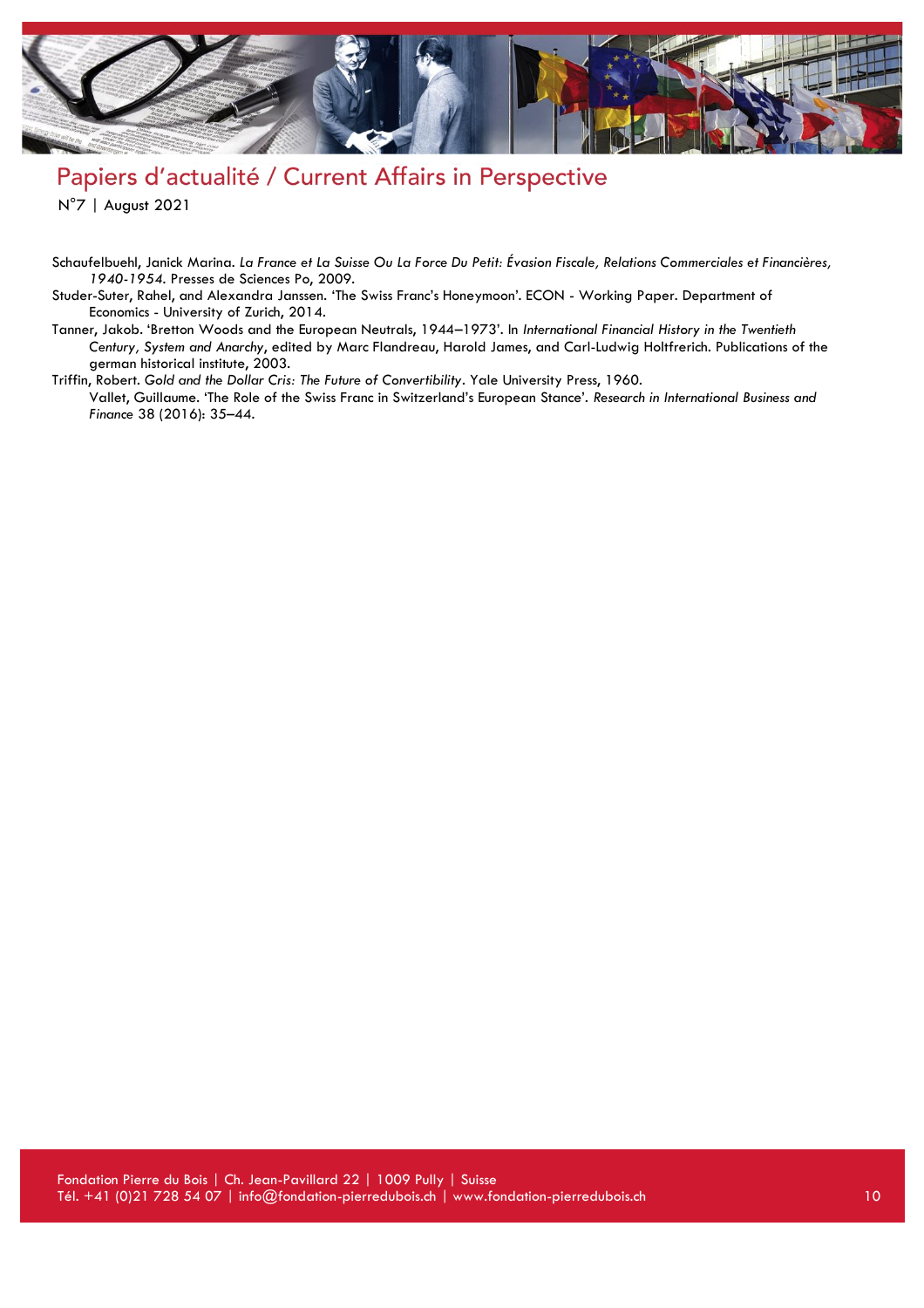Schaufelbuehl, Janick Marina. *La France et La Suisse Ou La Force Du Petit: Évasion Fiscale, Relations Commerciales et Financières, 1940-1954*. Presses de Sciences Po, 2009.

Studer-Suter, Rahel, and Alexandra Janssen. 'The Swiss Franc's Honeymoon'. ECON - Working Paper. Department of Economics - University of Zurich, 2014.

Tanner, Jakob. 'Bretton Woods and the European Neutrals, 1944–1973'. In *International Financial History in the Twentieth Century, System and Anarchy*, edited by Marc Flandreau, Harold James, and Carl-Ludwig Holtfrerich. Publications of the german historical institute, 2003.

Triffin, Robert. *Gold and the Dollar Cris: The Future of Convertibility*. Yale University Press, 1960.

Vallet, Guillaume. 'The Role of the Swiss Franc in Switzerland's European Stance'. *Research in International Business and Finance* 38 (2016): 35–44.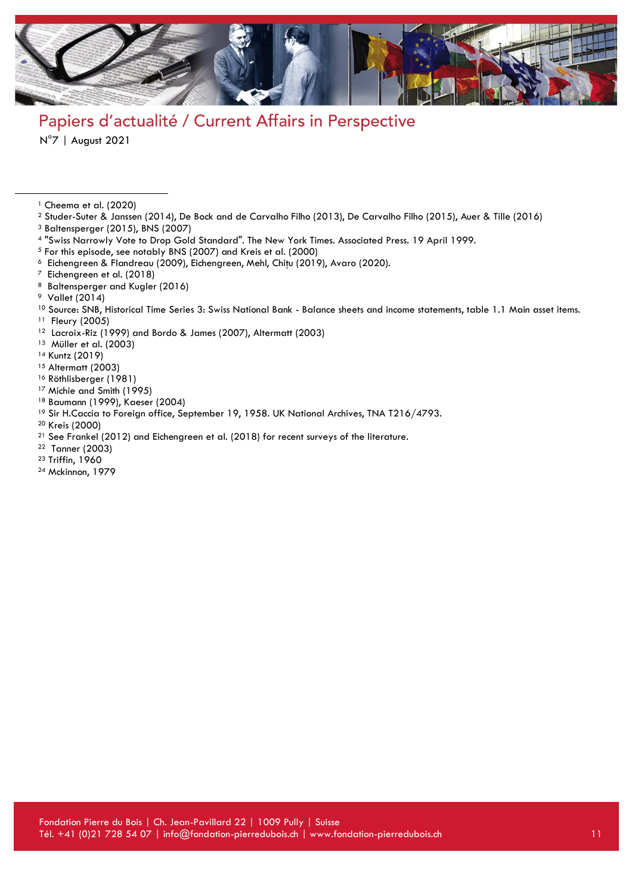[1] Cheema et al. (2020)
[2] Studer-Suter & Janssen (2014), De Bock and de Carvalho Filho (2013), De Carvalho Filho (2015), Auer & Tille (2016)
[3] Baltensperger (2015), BNS (2007)
[4] "Swiss Narrowly Vote to Drop Gold Standard". The New York Times. Associated Press. 19 April 1999.
[5] For this episode, see notably BNS (2007) and Kreis et al. (2000)
[6] Eichengreen & Flandreau (2009), Eichengreen, Mehl, Chițu (2019), Avaro (2020).
[7] Eichengreen et al. (2018)
[8] Baltensperger and Kugler (2016)
[9] Vallet (2014)
[10] Source: SNB, Historical Time Series 3: Swiss National Bank - Balance sheets and income statements, table 1.1 Main asset items.
[11] Fleury (2005)
[12] Lacroix-Riz (1999) and Bordo & James (2007), Altermatt (2003)
[13] Müller et al. (2003)
[14] Kuntz (2019)
[15] Altermatt (2003)
[16] Röthlisberger (1981)
[17] Michie and Smith (1995)
[18] Baumann (1999), Kaeser (2004)
[19] Sir H.Caccia to Foreign office, September 19, 1958. UK National Archives, TNA T216/4793.
[20] Kreis (2000)
[21] See Frankel (2012) and Eichengreen et al. (2018) for recent surveys of the literature.
[22] Tanner (2003)
[23] Triffin, 1960
[24] Mckinnon, 1979